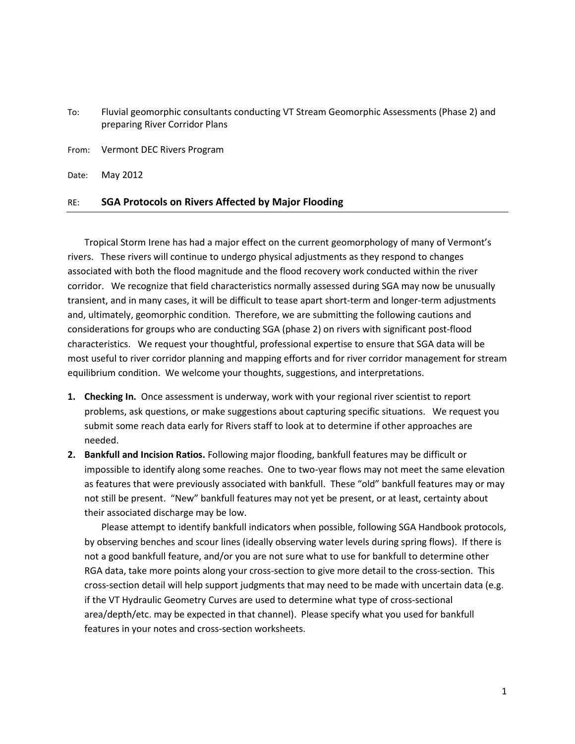To: Fluvial geomorphic consultants conducting VT Stream Geomorphic Assessments (Phase 2) and preparing River Corridor Plans

From: Vermont DEC Rivers Program

Date: May 2012

RE: **SGA Protocols on Rivers Affected by Major Flooding**

---

Tropical Storm Irene has had a major effect on the current geomorphology of many of Vermont's rivers. These rivers will continue to undergo physical adjustments as they respond to changes associated with both the flood magnitude and the flood recovery work conducted within the river corridor. We recognize that field characteristics normally assessed during SGA may now be unusually transient, and in many cases, it will be difficult to tease apart short-term and longer-term adjustments and, ultimately, geomorphic condition. Therefore, we are submitting the following cautions and considerations for groups who are conducting SGA (phase 2) on rivers with significant post-flood characteristics. We request your thoughtful, professional expertise to ensure that SGA data will be most useful to river corridor planning and mapping efforts and for river corridor management for stream equilibrium condition. We welcome your thoughts, suggestions, and interpretations.

1. **Checking In.** Once assessment is underway, work with your regional river scientist to report problems, ask questions, or make suggestions about capturing specific situations. We request you submit some reach data early for Rivers staff to look at to determine if other approaches are needed.
2. **Bankfull and Incision Ratios.** Following major flooding, bankfull features may be difficult or impossible to identify along some reaches. One to two-year flows may not meet the same elevation as features that were previously associated with bankfull. These "old" bankfull features may or may not still be present. "New" bankfull features may not yet be present, or at least, certainty about their associated discharge may be low.

   Please attempt to identify bankfull indicators when possible, following SGA Handbook protocols, by observing benches and scour lines (ideally observing water levels during spring flows). If there is not a good bankfull feature, and/or you are not sure what to use for bankfull to determine other RGA data, take more points along your cross-section to give more detail to the cross-section. This cross-section detail will help support judgments that may need to be made with uncertain data (e.g. if the VT Hydraulic Geometry Curves are used to determine what type of cross-sectional area/depth/etc. may be expected in that channel). Please specify what you used for bankfull features in your notes and cross-section worksheets.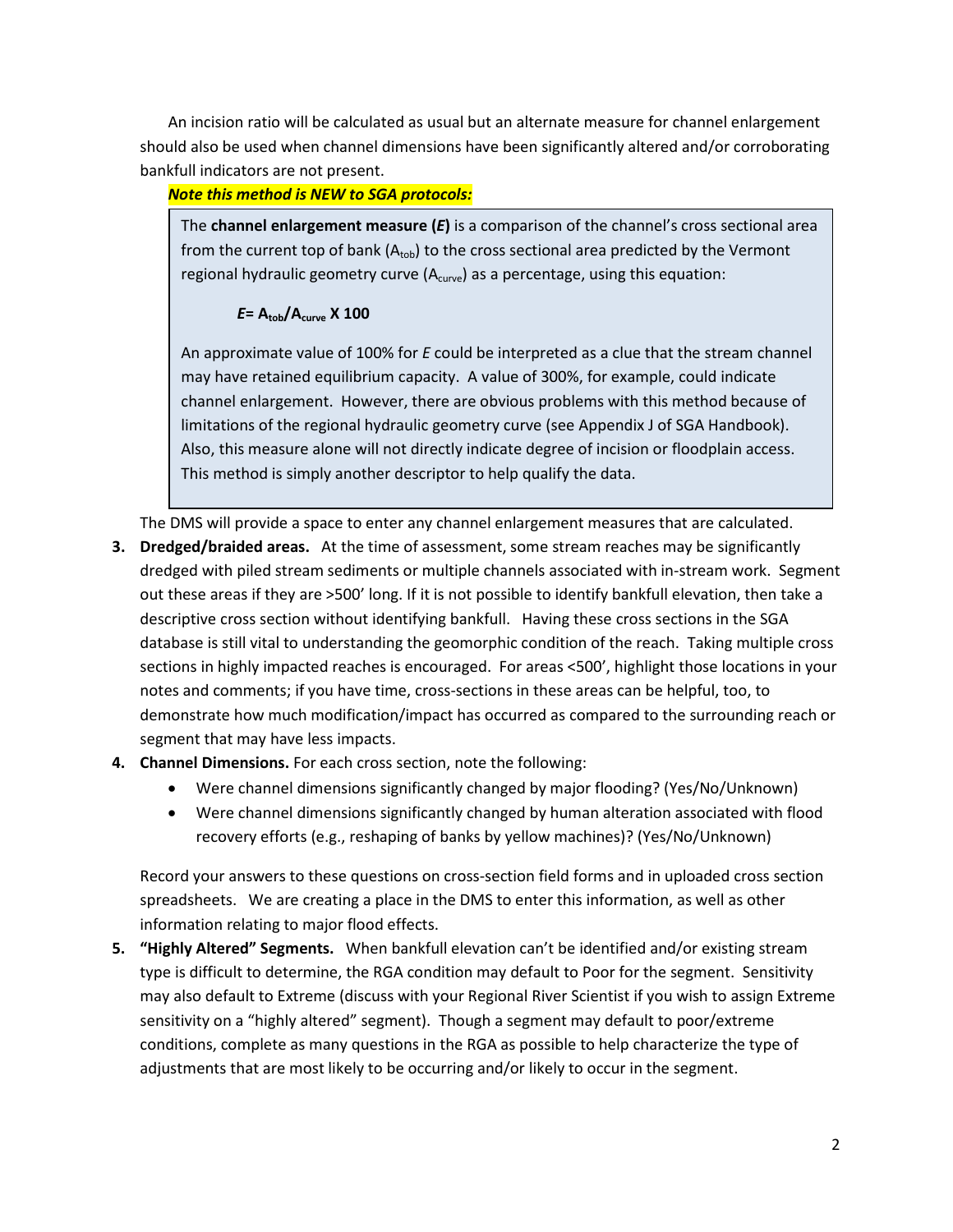An incision ratio will be calculated as usual but an alternate measure for channel enlargement should also be used when channel dimensions have been significantly altered and/or corroborating bankfull indicators are not present.

***Note this method is NEW to SGA protocols:***

> The **channel enlargement measure (*E*)** is a comparison of the channel's cross sectional area from the current top of bank ($A_{tob}$) to the cross sectional area predicted by the Vermont regional hydraulic geometry curve ($A_{curve}$) as a percentage, using this equation:
>
> $$E = A_{tob}/A_{curve} \times 100$$
>
> An approximate value of 100% for *E* could be interpreted as a clue that the stream channel may have retained equilibrium capacity. A value of 300%, for example, could indicate channel enlargement. However, there are obvious problems with this method because of limitations of the regional hydraulic geometry curve (see Appendix J of SGA Handbook). Also, this measure alone will not directly indicate degree of incision or floodplain access. This method is simply another descriptor to help qualify the data.

The DMS will provide a space to enter any channel enlargement measures that are calculated.

3. **Dredged/braided areas.** At the time of assessment, some stream reaches may be significantly dredged with piled stream sediments or multiple channels associated with in-stream work. Segment out these areas if they are >500' long. If it is not possible to identify bankfull elevation, then take a descriptive cross section without identifying bankfull. Having these cross sections in the SGA database is still vital to understanding the geomorphic condition of the reach. Taking multiple cross sections in highly impacted reaches is encouraged. For areas <500', highlight those locations in your notes and comments; if you have time, cross-sections in these areas can be helpful, too, to demonstrate how much modification/impact has occurred as compared to the surrounding reach or segment that may have less impacts.
4. **Channel Dimensions.** For each cross section, note the following:
   - Were channel dimensions significantly changed by major flooding? (Yes/No/Unknown)
   - Were channel dimensions significantly changed by human alteration associated with flood recovery efforts (e.g., reshaping of banks by yellow machines)? (Yes/No/Unknown)

   Record your answers to these questions on cross-section field forms and in uploaded cross section spreadsheets. We are creating a place in the DMS to enter this information, as well as other information relating to major flood effects.
5. **"Highly Altered" Segments.** When bankfull elevation can't be identified and/or existing stream type is difficult to determine, the RGA condition may default to Poor for the segment. Sensitivity may also default to Extreme (discuss with your Regional River Scientist if you wish to assign Extreme sensitivity on a "highly altered" segment). Though a segment may default to poor/extreme conditions, complete as many questions in the RGA as possible to help characterize the type of adjustments that are most likely to be occurring and/or likely to occur in the segment.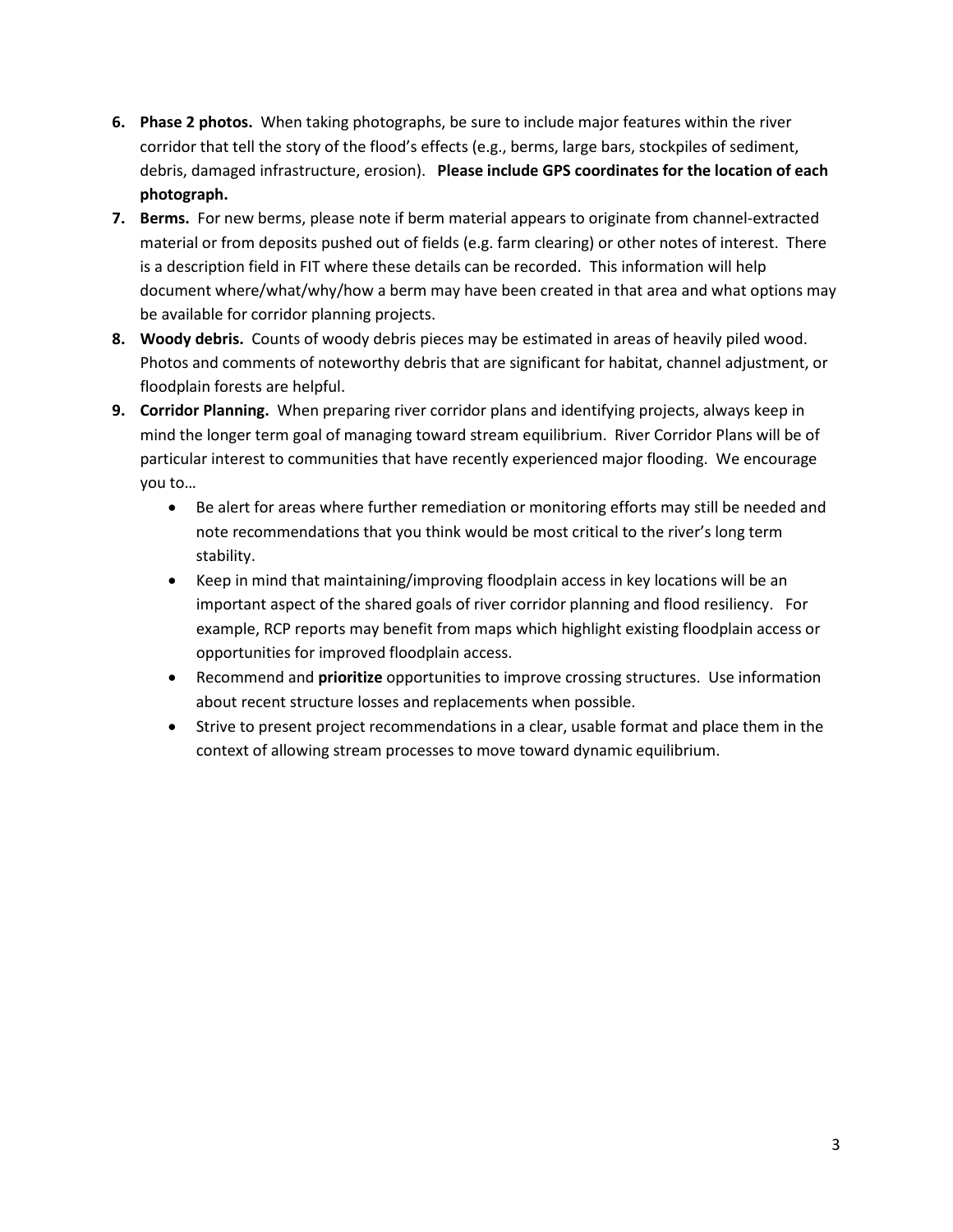6. **Phase 2 photos.** When taking photographs, be sure to include major features within the river corridor that tell the story of the flood's effects (e.g., berms, large bars, stockpiles of sediment, debris, damaged infrastructure, erosion). **Please include GPS coordinates for the location of each photograph.**
7. **Berms.** For new berms, please note if berm material appears to originate from channel-extracted material or from deposits pushed out of fields (e.g. farm clearing) or other notes of interest. There is a description field in FIT where these details can be recorded. This information will help document where/what/why/how a berm may have been created in that area and what options may be available for corridor planning projects.
8. **Woody debris.** Counts of woody debris pieces may be estimated in areas of heavily piled wood. Photos and comments of noteworthy debris that are significant for habitat, channel adjustment, or floodplain forests are helpful.
9. **Corridor Planning.** When preparing river corridor plans and identifying projects, always keep in mind the longer term goal of managing toward stream equilibrium. River Corridor Plans will be of particular interest to communities that have recently experienced major flooding. We encourage you to…
    - Be alert for areas where further remediation or monitoring efforts may still be needed and note recommendations that you think would be most critical to the river's long term stability.
    - Keep in mind that maintaining/improving floodplain access in key locations will be an important aspect of the shared goals of river corridor planning and flood resiliency. For example, RCP reports may benefit from maps which highlight existing floodplain access or opportunities for improved floodplain access.
    - Recommend and **prioritize** opportunities to improve crossing structures. Use information about recent structure losses and replacements when possible.
    - Strive to present project recommendations in a clear, usable format and place them in the context of allowing stream processes to move toward dynamic equilibrium.